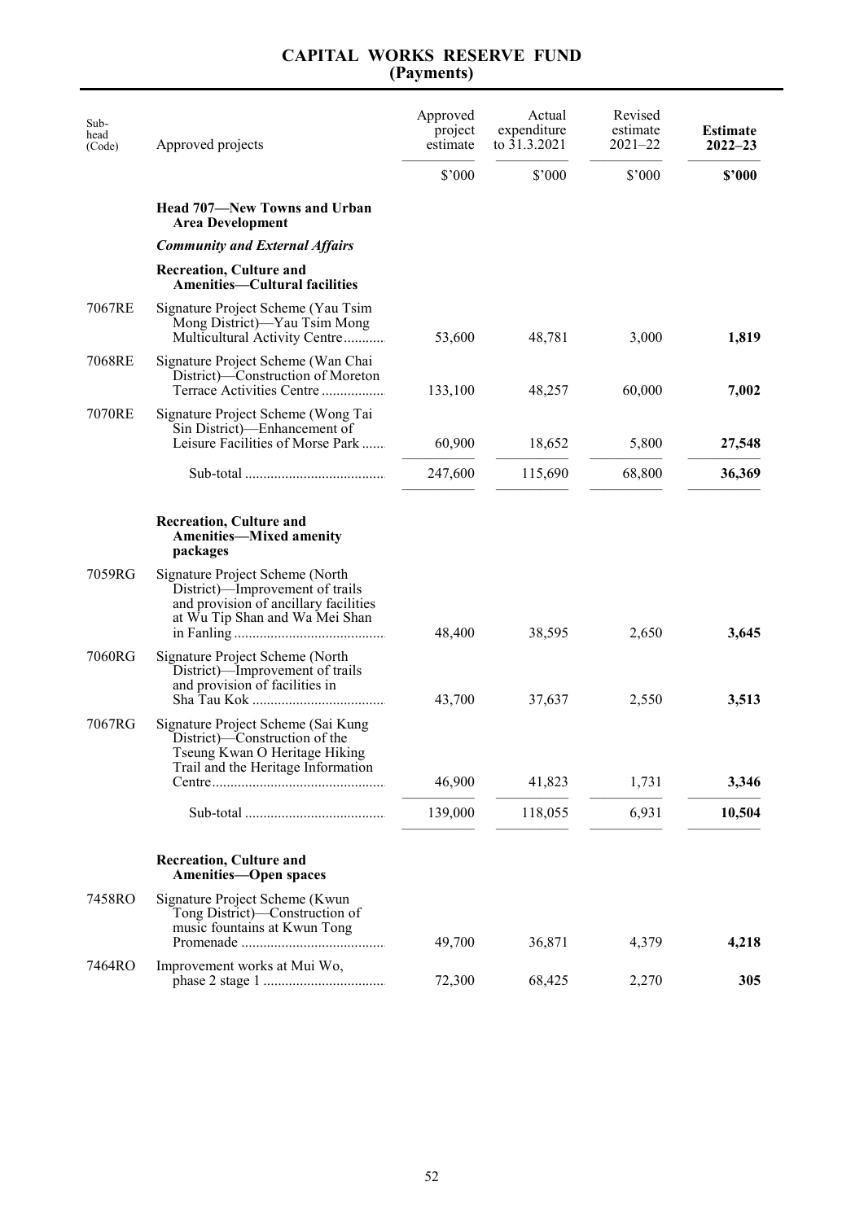# CAPITAL WORKS RESERVE FUND
## (Payments)

| Sub-head (Code) | Approved projects | Approved project estimate | Actual expenditure to 31.3.2021 | Revised estimate 2021–22 | **Estimate 2022–23** |
|---|---|---|---|---|---|
| | | $'000 | $'000 | $'000 | **$'000** |
| | **Head 707—New Towns and Urban Area Development** | | | | |
| | ***Community and External Affairs*** | | | | |
| | **Recreation, Culture and Amenities—Cultural facilities** | | | | |
| 7067RE | Signature Project Scheme (Yau Tsim Mong District)—Yau Tsim Mong Multicultural Activity Centre | 53,600 | 48,781 | 3,000 | **1,819** |
| 7068RE | Signature Project Scheme (Wan Chai District)—Construction of Moreton Terrace Activities Centre | 133,100 | 48,257 | 60,000 | **7,002** |
| 7070RE | Signature Project Scheme (Wong Tai Sin District)—Enhancement of Leisure Facilities of Morse Park | 60,900 | 18,652 | 5,800 | **27,548** |
| | Sub-total | 247,600 | 115,690 | 68,800 | **36,369** |
| | **Recreation, Culture and Amenities—Mixed amenity packages** | | | | |
| 7059RG | Signature Project Scheme (North District)—Improvement of trails and provision of ancillary facilities at Wu Tip Shan and Wa Mei Shan in Fanling | 48,400 | 38,595 | 2,650 | **3,645** |
| 7060RG | Signature Project Scheme (North District)—Improvement of trails and provision of facilities in Sha Tau Kok | 43,700 | 37,637 | 2,550 | **3,513** |
| 7067RG | Signature Project Scheme (Sai Kung District)—Construction of the Tseung Kwan O Heritage Hiking Trail and the Heritage Information Centre | 46,900 | 41,823 | 1,731 | **3,346** |
| | Sub-total | 139,000 | 118,055 | 6,931 | **10,504** |
| | **Recreation, Culture and Amenities—Open spaces** | | | | |
| 7458RO | Signature Project Scheme (Kwun Tong District)—Construction of music fountains at Kwun Tong Promenade | 49,700 | 36,871 | 4,379 | **4,218** |
| 7464RO | Improvement works at Mui Wo, phase 2 stage 1 | 72,300 | 68,425 | 2,270 | **305** |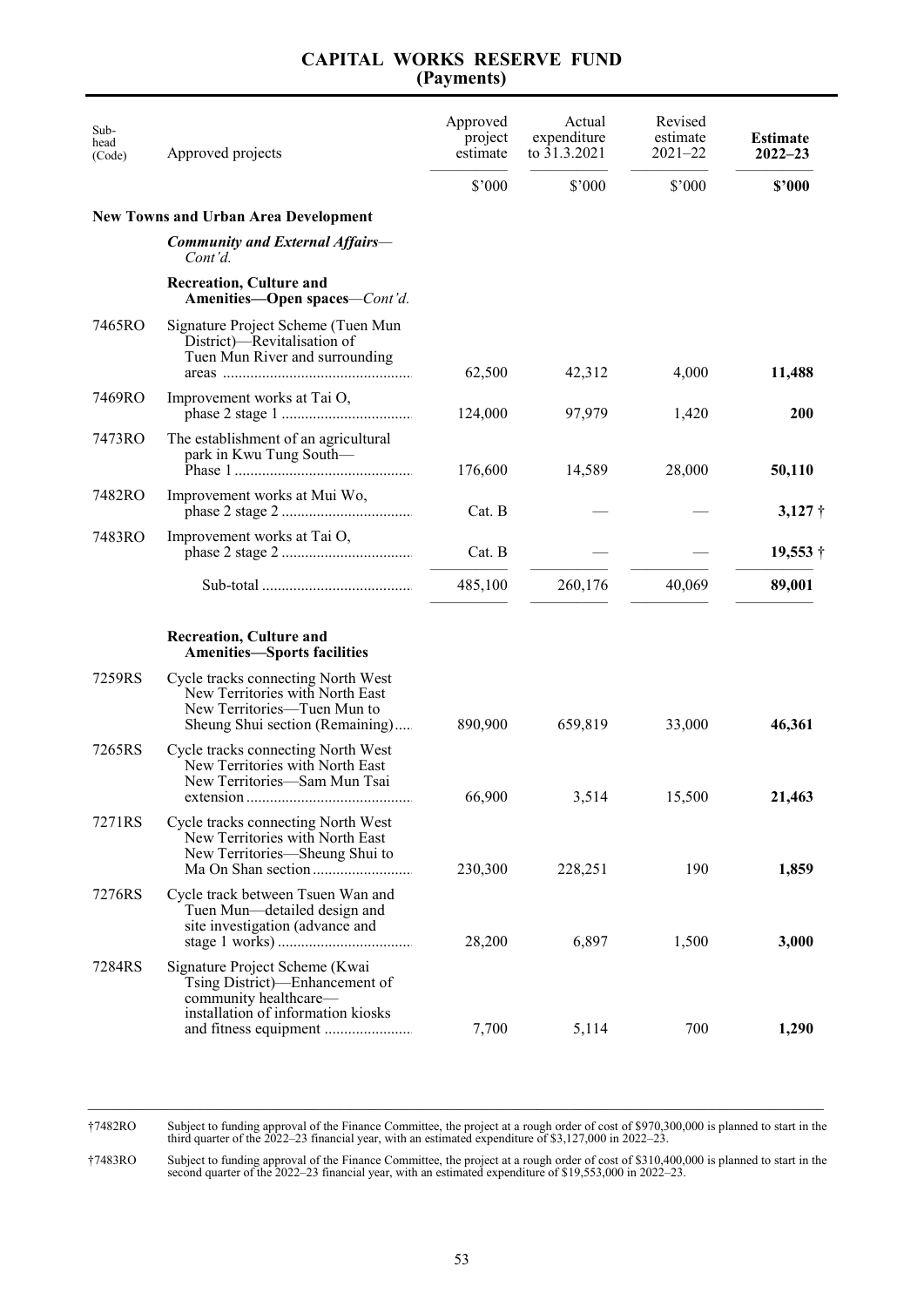# CAPITAL WORKS RESERVE FUND (Payments)

| Sub-head (Code) | Approved projects | Approved project estimate | Actual expenditure to 31.3.2021 | Revised estimate 2021–22 | **Estimate 2022–23** |
|---|---|---|---|---|---|
| | | $'000 | $'000 | $'000 | **$'000** |
| | **New Towns and Urban Area Development** | | | | |
| | ***Community and External Affairs****—Cont'd.* | | | | |
| | **Recreation, Culture and Amenities—Open spaces***—Cont'd.* | | | | |
| 7465RO | Signature Project Scheme (Tuen Mun District)—Revitalisation of Tuen Mun River and surrounding areas | 62,500 | 42,312 | 4,000 | **11,488** |
| 7469RO | Improvement works at Tai O, phase 2 stage 1 | 124,000 | 97,979 | 1,420 | **200** |
| 7473RO | The establishment of an agricultural park in Kwu Tung South—Phase 1 | 176,600 | 14,589 | 28,000 | **50,110** |
| 7482RO | Improvement works at Mui Wo, phase 2 stage 2 | Cat. B | — | — | **3,127** † |
| 7483RO | Improvement works at Tai O, phase 2 stage 2 | Cat. B | — | — | **19,553** † |
| | Sub-total | 485,100 | 260,176 | 40,069 | **89,001** |
| | **Recreation, Culture and Amenities—Sports facilities** | | | | |
| 7259RS | Cycle tracks connecting North West New Territories with North East New Territories—Tuen Mun to Sheung Shui section (Remaining) | 890,900 | 659,819 | 33,000 | **46,361** |
| 7265RS | Cycle tracks connecting North West New Territories with North East New Territories—Sam Mun Tsai extension | 66,900 | 3,514 | 15,500 | **21,463** |
| 7271RS | Cycle tracks connecting North West New Territories with North East New Territories—Sheung Shui to Ma On Shan section | 230,300 | 228,251 | 190 | **1,859** |
| 7276RS | Cycle track between Tsuen Wan and Tuen Mun—detailed design and site investigation (advance and stage 1 works) | 28,200 | 6,897 | 1,500 | **3,000** |
| 7284RS | Signature Project Scheme (Kwai Tsing District)—Enhancement of community healthcare—installation of information kiosks and fitness equipment | 7,700 | 5,114 | 700 | **1,290** |

†7482RO Subject to funding approval of the Finance Committee, the project at a rough order of cost of $970,300,000 is planned to start in the third quarter of the 2022–23 financial year, with an estimated expenditure of $3,127,000 in 2022–23.

†7483RO Subject to funding approval of the Finance Committee, the project at a rough order of cost of $310,400,000 is planned to start in the second quarter of the 2022–23 financial year, with an estimated expenditure of $19,553,000 in 2022–23.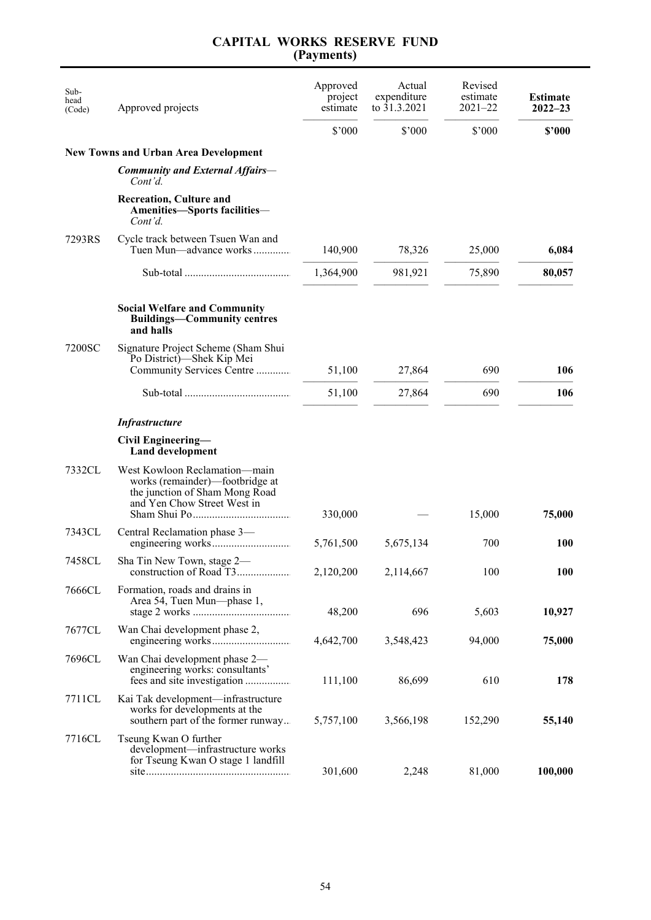# CAPITAL WORKS RESERVE FUND
## (Payments)

| Sub-head (Code) | Approved projects | Approved project estimate | Actual expenditure to 31.3.2021 | Revised estimate 2021–22 | **Estimate 2022–23** |
|---|---|---|---|---|---|
| | | $'000 | $'000 | $'000 | **$'000** |
| | **New Towns and Urban Area Development** | | | | |
| | ***Community and External Affairs***—*Cont'd.* | | | | |
| | **Recreation, Culture and Amenities—Sports facilities**—*Cont'd.* | | | | |
| 7293RS | Cycle track between Tsuen Wan and Tuen Mun—advance works | 140,900 | 78,326 | 25,000 | **6,084** |
| | Sub-total | 1,364,900 | 981,921 | 75,890 | **80,057** |
| | **Social Welfare and Community Buildings—Community centres and halls** | | | | |
| 7200SC | Signature Project Scheme (Sham Shui Po District)—Shek Kip Mei Community Services Centre | 51,100 | 27,864 | 690 | **106** |
| | Sub-total | 51,100 | 27,864 | 690 | **106** |
| | ***Infrastructure*** | | | | |
| | **Civil Engineering—Land development** | | | | |
| 7332CL | West Kowloon Reclamation—main works (remainder)—footbridge at the junction of Sham Mong Road and Yen Chow Street West in Sham Shui Po | 330,000 | — | 15,000 | **75,000** |
| 7343CL | Central Reclamation phase 3—engineering works | 5,761,500 | 5,675,134 | 700 | **100** |
| 7458CL | Sha Tin New Town, stage 2—construction of Road T3 | 2,120,200 | 2,114,667 | 100 | **100** |
| 7666CL | Formation, roads and drains in Area 54, Tuen Mun—phase 1, stage 2 works | 48,200 | 696 | 5,603 | **10,927** |
| 7677CL | Wan Chai development phase 2, engineering works | 4,642,700 | 3,548,423 | 94,000 | **75,000** |
| 7696CL | Wan Chai development phase 2—engineering works: consultants' fees and site investigation | 111,100 | 86,699 | 610 | **178** |
| 7711CL | Kai Tak development—infrastructure works for developments at the southern part of the former runway | 5,757,100 | 3,566,198 | 152,290 | **55,140** |
| 7716CL | Tseung Kwan O further development—infrastructure works for Tseung Kwan O stage 1 landfill site | 301,600 | 2,248 | 81,000 | **100,000** |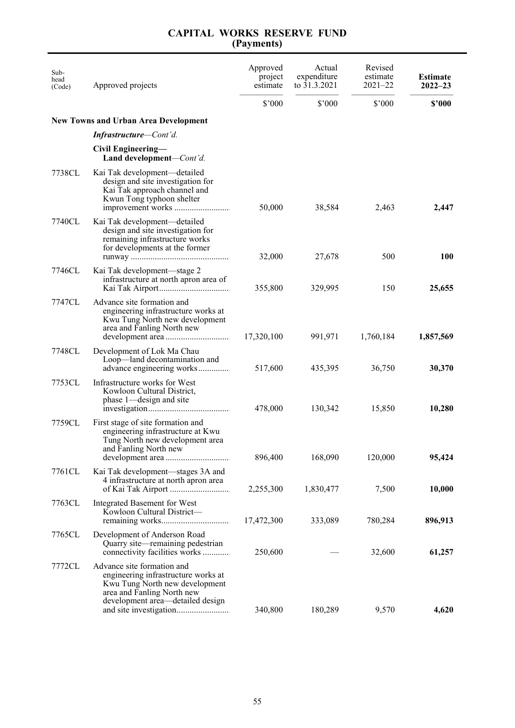# CAPITAL WORKS RESERVE FUND
## (Payments)

| Sub-head (Code) | Approved projects | Approved project estimate | Actual expenditure to 31.3.2021 | Revised estimate 2021–22 | **Estimate 2022–23** |
|---|---|---|---|---|---|
| | | $'000 | $'000 | $'000 | **$'000** |
| | **New Towns and Urban Area Development** | | | | |
| | ***Infrastructure**—Cont'd.* | | | | |
| | **Civil Engineering—Land development**—*Cont'd.* | | | | |
| 7738CL | Kai Tak development—detailed design and site investigation for Kai Tak approach channel and Kwun Tong typhoon shelter improvement works | 50,000 | 38,584 | 2,463 | **2,447** |
| 7740CL | Kai Tak development—detailed design and site investigation for remaining infrastructure works for developments at the former runway | 32,000 | 27,678 | 500 | **100** |
| 7746CL | Kai Tak development—stage 2 infrastructure at north apron area of Kai Tak Airport | 355,800 | 329,995 | 150 | **25,655** |
| 7747CL | Advance site formation and engineering infrastructure works at Kwu Tung North new development area and Fanling North new development area | 17,320,100 | 991,971 | 1,760,184 | **1,857,569** |
| 7748CL | Development of Lok Ma Chau Loop—land decontamination and advance engineering works | 517,600 | 435,395 | 36,750 | **30,370** |
| 7753CL | Infrastructure works for West Kowloon Cultural District, phase 1—design and site investigation | 478,000 | 130,342 | 15,850 | **10,280** |
| 7759CL | First stage of site formation and engineering infrastructure at Kwu Tung North new development area and Fanling North new development area | 896,400 | 168,090 | 120,000 | **95,424** |
| 7761CL | Kai Tak development—stages 3A and 4 infrastructure at north apron area of Kai Tak Airport | 2,255,300 | 1,830,477 | 7,500 | **10,000** |
| 7763CL | Integrated Basement for West Kowloon Cultural District—remaining works | 17,472,300 | 333,089 | 780,284 | **896,913** |
| 7765CL | Development of Anderson Road Quarry site—remaining pedestrian connectivity facilities works | 250,600 | — | 32,600 | **61,257** |
| 7772CL | Advance site formation and engineering infrastructure works at Kwu Tung North new development area and Fanling North new development area—detailed design and site investigation | 340,800 | 180,289 | 9,570 | **4,620** |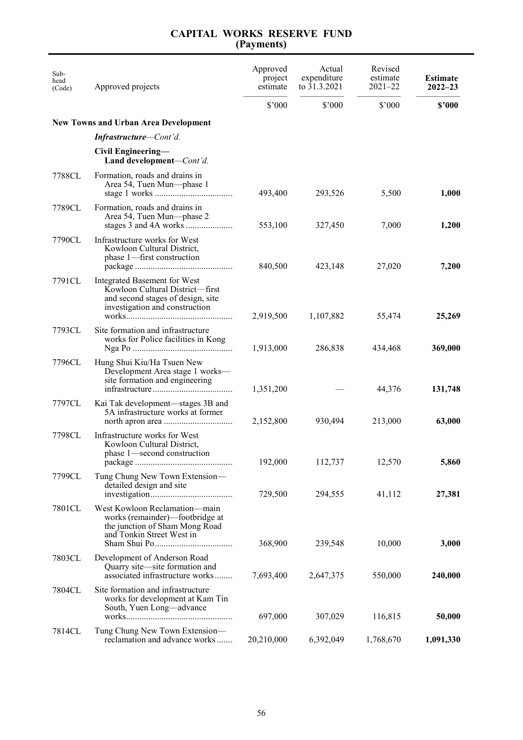# CAPITAL WORKS RESERVE FUND
## (Payments)

| Sub-head (Code) | Approved projects | Approved project estimate | Actual expenditure to 31.3.2021 | Revised estimate 2021–22 | **Estimate 2022–23** |
|---|---|---|---|---|---|
| | | $’000 | $’000 | $’000 | **$’000** |
| | **New Towns and Urban Area Development** | | | | |
| | ***Infrastructure****—Cont’d.* | | | | |
| | **Civil Engineering—Land development***—Cont’d.* | | | | |
| 7788CL | Formation, roads and drains in Area 54, Tuen Mun—phase 1 stage 1 works | 493,400 | 293,526 | 5,500 | **1,000** |
| 7789CL | Formation, roads and drains in Area 54, Tuen Mun—phase 2 stages 3 and 4A works | 553,100 | 327,450 | 7,000 | **1,200** |
| 7790CL | Infrastructure works for West Kowloon Cultural District, phase 1—first construction package | 840,500 | 423,148 | 27,020 | **7,200** |
| 7791CL | Integrated Basement for West Kowloon Cultural District—first and second stages of design, site investigation and construction works | 2,919,500 | 1,107,882 | 55,474 | **25,269** |
| 7793CL | Site formation and infrastructure works for Police facilities in Kong Nga Po | 1,913,000 | 286,838 | 434,468 | **369,000** |
| 7796CL | Hung Shui Kiu/Ha Tsuen New Development Area stage 1 works—site formation and engineering infrastructure | 1,351,200 | — | 44,376 | **131,748** |
| 7797CL | Kai Tak development—stages 3B and 5A infrastructure works at former north apron area | 2,152,800 | 930,494 | 213,000 | **63,000** |
| 7798CL | Infrastructure works for West Kowloon Cultural District, phase 1—second construction package | 192,000 | 112,737 | 12,570 | **5,860** |
| 7799CL | Tung Chung New Town Extension—detailed design and site investigation | 729,500 | 294,555 | 41,112 | **27,381** |
| 7801CL | West Kowloon Reclamation—main works (remainder)—footbridge at the junction of Sham Mong Road and Tonkin Street West in Sham Shui Po | 368,900 | 239,548 | 10,000 | **3,000** |
| 7803CL | Development of Anderson Road Quarry site—site formation and associated infrastructure works | 7,693,400 | 2,647,375 | 550,000 | **240,000** |
| 7804CL | Site formation and infrastructure works for development at Kam Tin South, Yuen Long—advance works | 697,000 | 307,029 | 116,815 | **50,000** |
| 7814CL | Tung Chung New Town Extension—reclamation and advance works | 20,210,000 | 6,392,049 | 1,768,670 | **1,091,330** |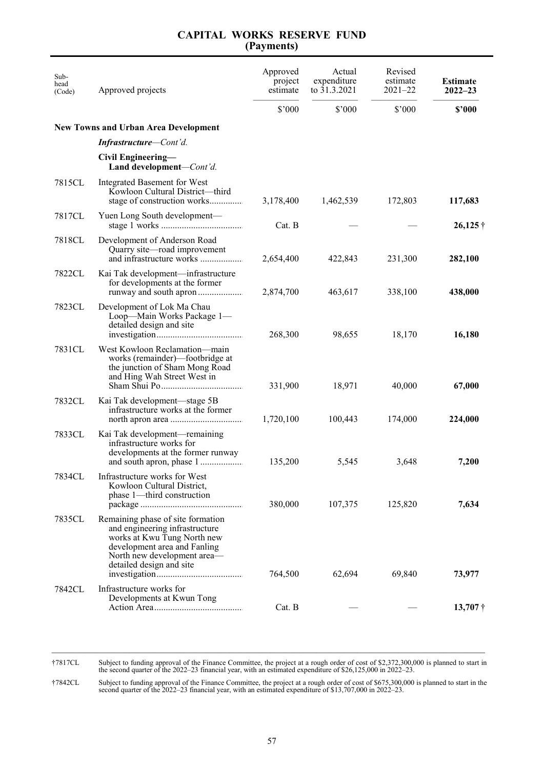# CAPITAL WORKS RESERVE FUND
## (Payments)

| Sub-head (Code) | Approved projects | Approved project estimate | Actual expenditure to 31.3.2021 | Revised estimate 2021–22 | **Estimate 2022–23** |
|---|---|---|---|---|---|
| | | $'000 | $'000 | $'000 | **$'000** |
| | **New Towns and Urban Area Development** | | | | |
| | ***Infrastructure**—Cont'd.* | | | | |
| | **Civil Engineering— Land development**—*Cont'd.* | | | | |
| 7815CL | Integrated Basement for West Kowloon Cultural District—third stage of construction works | 3,178,400 | 1,462,539 | 172,803 | **117,683** |
| 7817CL | Yuen Long South development—stage 1 works | Cat. B | — | — | **26,125** † |
| 7818CL | Development of Anderson Road Quarry site—road improvement and infrastructure works | 2,654,400 | 422,843 | 231,300 | **282,100** |
| 7822CL | Kai Tak development—infrastructure for developments at the former runway and south apron | 2,874,700 | 463,617 | 338,100 | **438,000** |
| 7823CL | Development of Lok Ma Chau Loop—Main Works Package 1—detailed design and site investigation | 268,300 | 98,655 | 18,170 | **16,180** |
| 7831CL | West Kowloon Reclamation—main works (remainder)—footbridge at the junction of Sham Mong Road and Hing Wah Street West in Sham Shui Po | 331,900 | 18,971 | 40,000 | **67,000** |
| 7832CL | Kai Tak development—stage 5B infrastructure works at the former north apron area | 1,720,100 | 100,443 | 174,000 | **224,000** |
| 7833CL | Kai Tak development—remaining infrastructure works for developments at the former runway and south apron, phase 1 | 135,200 | 5,545 | 3,648 | **7,200** |
| 7834CL | Infrastructure works for West Kowloon Cultural District, phase 1—third construction package | 380,000 | 107,375 | 125,820 | **7,634** |
| 7835CL | Remaining phase of site formation and engineering infrastructure works at Kwu Tung North new development area and Fanling North new development area—detailed design and site investigation | 764,500 | 62,694 | 69,840 | **73,977** |
| 7842CL | Infrastructure works for Developments at Kwun Tong Action Area | Cat. B | — | — | **13,707** † |

†7817CL Subject to funding approval of the Finance Committee, the project at a rough order of cost of $2,372,300,000 is planned to start in the second quarter of the 2022–23 financial year, with an estimated expenditure of $26,125,000 in 2022–23.

†7842CL Subject to funding approval of the Finance Committee, the project at a rough order of cost of $675,300,000 is planned to start in the second quarter of the 2022–23 financial year, with an estimated expenditure of $13,707,000 in 2022–23.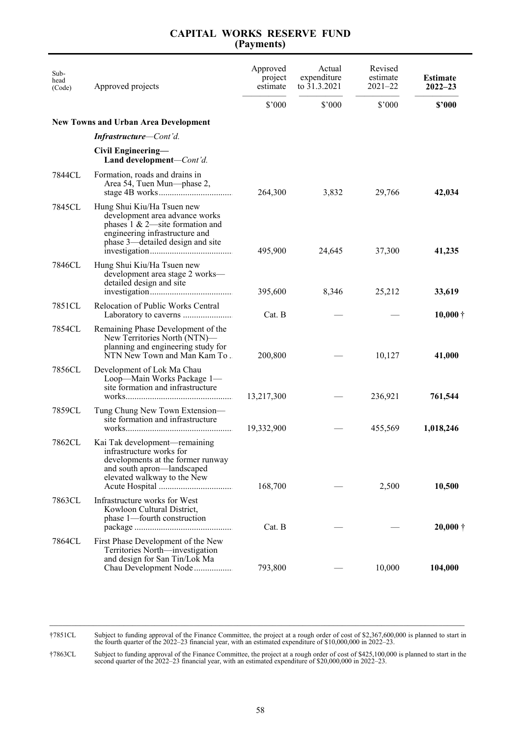# CAPITAL WORKS RESERVE FUND
## (Payments)

| Sub-head (Code) | Approved projects | Approved project estimate | Actual expenditure to 31.3.2021 | Revised estimate 2021–22 | **Estimate 2022–23** |
|---|---|---|---|---|---|
| | | $'000 | $'000 | $'000 | **$'000** |
| | **New Towns and Urban Area Development** | | | | |
| | ***Infrastructure****—Cont'd.* | | | | |
| | **Civil Engineering— Land development***—Cont'd.* | | | | |
| 7844CL | Formation, roads and drains in Area 54, Tuen Mun—phase 2, stage 4B works | 264,300 | 3,832 | 29,766 | **42,034** |
| 7845CL | Hung Shui Kiu/Ha Tsuen new development area advance works phases 1 & 2—site formation and engineering infrastructure and phase 3—detailed design and site investigation | 495,900 | 24,645 | 37,300 | **41,235** |
| 7846CL | Hung Shui Kiu/Ha Tsuen new development area stage 2 works—detailed design and site investigation | 395,600 | 8,346 | 25,212 | **33,619** |
| 7851CL | Relocation of Public Works Central Laboratory to caverns | Cat. B | — | — | **10,000** † |
| 7854CL | Remaining Phase Development of the New Territories North (NTN)—planning and engineering study for NTN New Town and Man Kam To | 200,800 | — | 10,127 | **41,000** |
| 7856CL | Development of Lok Ma Chau Loop—Main Works Package 1—site formation and infrastructure works | 13,217,300 | — | 236,921 | **761,544** |
| 7859CL | Tung Chung New Town Extension—site formation and infrastructure works | 19,332,900 | — | 455,569 | **1,018,246** |
| 7862CL | Kai Tak development—remaining infrastructure works for developments at the former runway and south apron—landscaped elevated walkway to the New Acute Hospital | 168,700 | — | 2,500 | **10,500** |
| 7863CL | Infrastructure works for West Kowloon Cultural District, phase 1—fourth construction package | Cat. B | — | — | **20,000** † |
| 7864CL | First Phase Development of the New Territories North—investigation and design for San Tin/Lok Ma Chau Development Node | 793,800 | — | 10,000 | **104,000** |

†7851CL Subject to funding approval of the Finance Committee, the project at a rough order of cost of $2,367,600,000 is planned to start in the fourth quarter of the 2022–23 financial year, with an estimated expenditure of $10,000,000 in 2022–23.

†7863CL Subject to funding approval of the Finance Committee, the project at a rough order of cost of $425,100,000 is planned to start in the second quarter of the 2022–23 financial year, with an estimated expenditure of $20,000,000 in 2022–23.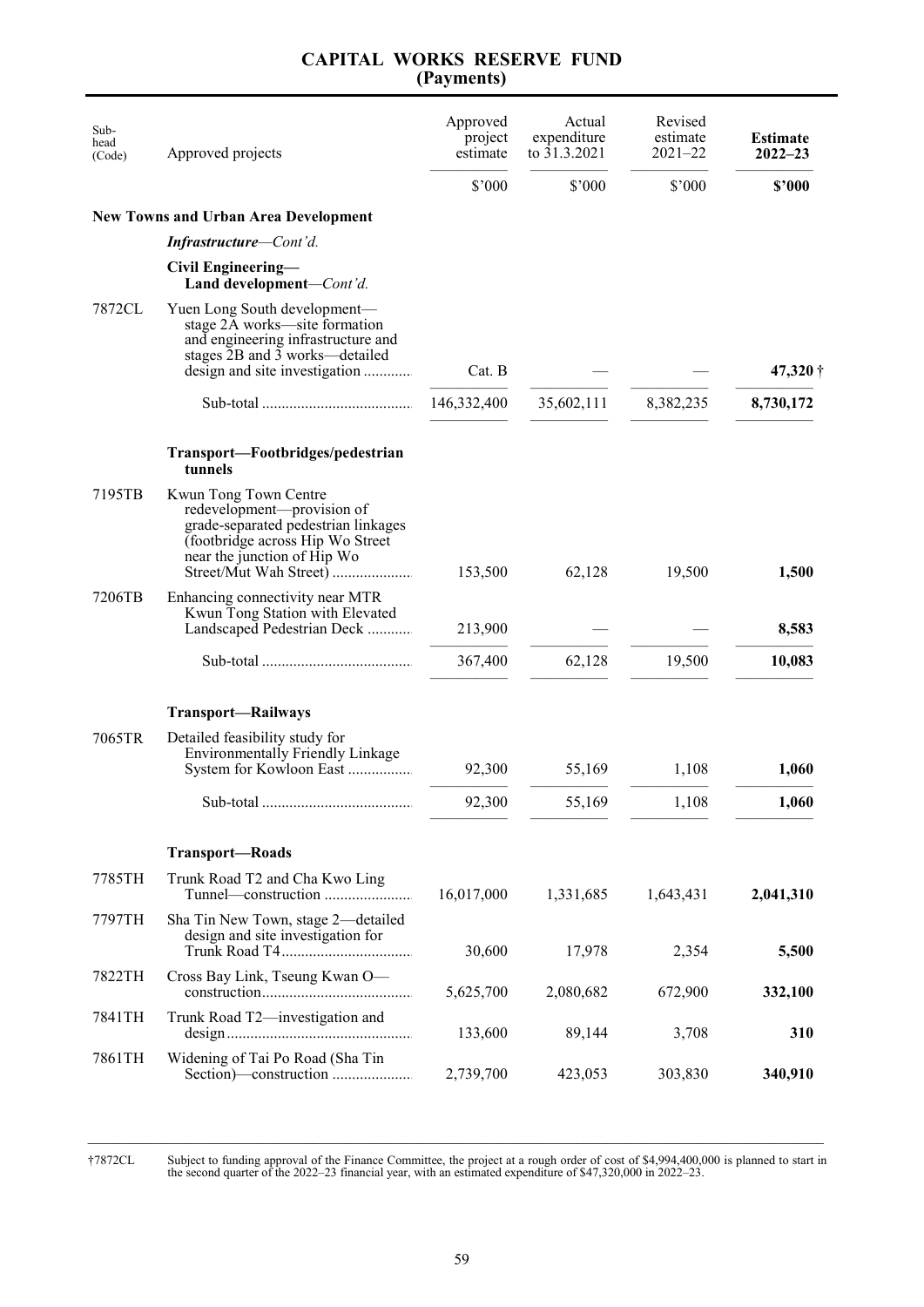# CAPITAL WORKS RESERVE FUND
## (Payments)

| Sub-head (Code) | Approved projects | Approved project estimate | Actual expenditure to 31.3.2021 | Revised estimate 2021–22 | **Estimate 2022–23** |
|---|---|---|---|---|---|
| | | $'000 | $'000 | $'000 | **$'000** |
| | **New Towns and Urban Area Development** | | | | |
| | ***Infrastructure**—Cont'd.* | | | | |
| | **Civil Engineering— Land development**—*Cont'd.* | | | | |
| 7872CL | Yuen Long South development—stage 2A works—site formation and engineering infrastructure and stages 2B and 3 works—detailed design and site investigation | Cat. B | — | — | **47,320** † |
| | Sub-total | 146,332,400 | 35,602,111 | 8,382,235 | **8,730,172** |
| | **Transport—Footbridges/pedestrian tunnels** | | | | |
| 7195TB | Kwun Tong Town Centre redevelopment—provision of grade-separated pedestrian linkages (footbridge across Hip Wo Street near the junction of Hip Wo Street/Mut Wah Street) | 153,500 | 62,128 | 19,500 | **1,500** |
| 7206TB | Enhancing connectivity near MTR Kwun Tong Station with Elevated Landscaped Pedestrian Deck | 213,900 | — | — | **8,583** |
| | Sub-total | 367,400 | 62,128 | 19,500 | **10,083** |
| | **Transport—Railways** | | | | |
| 7065TR | Detailed feasibility study for Environmentally Friendly Linkage System for Kowloon East | 92,300 | 55,169 | 1,108 | **1,060** |
| | Sub-total | 92,300 | 55,169 | 1,108 | **1,060** |
| | **Transport—Roads** | | | | |
| 7785TH | Trunk Road T2 and Cha Kwo Ling Tunnel—construction | 16,017,000 | 1,331,685 | 1,643,431 | **2,041,310** |
| 7797TH | Sha Tin New Town, stage 2—detailed design and site investigation for Trunk Road T4 | 30,600 | 17,978 | 2,354 | **5,500** |
| 7822TH | Cross Bay Link, Tseung Kwan O—construction | 5,625,700 | 2,080,682 | 672,900 | **332,100** |
| 7841TH | Trunk Road T2—investigation and design | 133,600 | 89,144 | 3,708 | **310** |
| 7861TH | Widening of Tai Po Road (Sha Tin Section)—construction | 2,739,700 | 423,053 | 303,830 | **340,910** |

†7872CL Subject to funding approval of the Finance Committee, the project at a rough order of cost of $4,994,400,000 is planned to start in the second quarter of the 2022–23 financial year, with an estimated expenditure of $47,320,000 in 2022–23.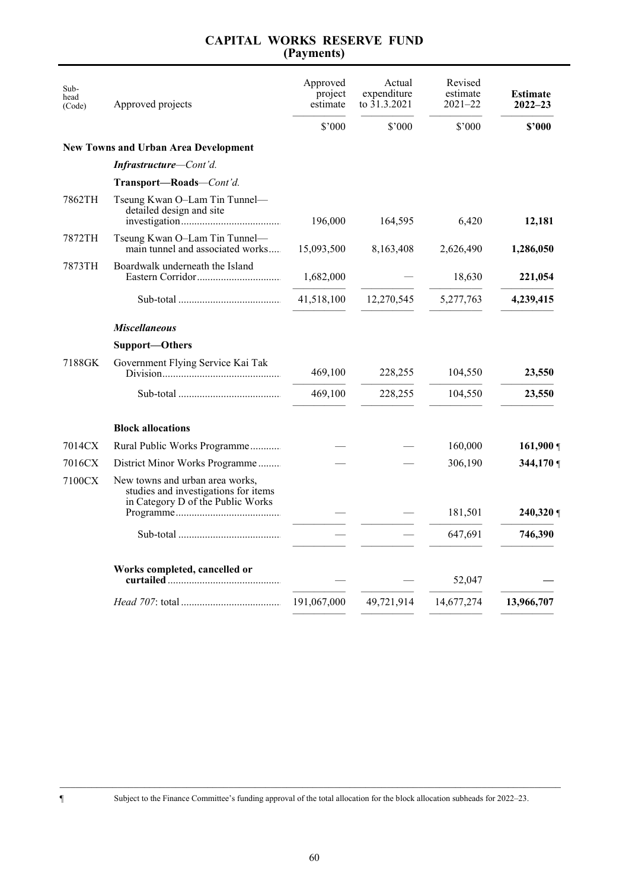## CAPITAL WORKS RESERVE FUND
### (Payments)

| Sub-head (Code) | Approved projects | Approved project estimate | Actual expenditure to 31.3.2021 | Revised estimate 2021–22 | **Estimate 2022–23** |
|---|---|---|---|---|---|
| | | $'000 | $'000 | $'000 | **$'000** |
| | **New Towns and Urban Area Development** | | | | |
| | ***Infrastructure**—Cont'd.* | | | | |
| | **Transport—Roads**—*Cont'd.* | | | | |
| 7862TH | Tseung Kwan O–Lam Tin Tunnel—detailed design and site investigation | 196,000 | 164,595 | 6,420 | **12,181** |
| 7872TH | Tseung Kwan O–Lam Tin Tunnel—main tunnel and associated works | 15,093,500 | 8,163,408 | 2,626,490 | **1,286,050** |
| 7873TH | Boardwalk underneath the Island Eastern Corridor | 1,682,000 | — | 18,630 | **221,054** |
| | Sub-total | 41,518,100 | 12,270,545 | 5,277,763 | **4,239,415** |
| | ***Miscellaneous*** | | | | |
| | **Support—Others** | | | | |
| 7188GK | Government Flying Service Kai Tak Division | 469,100 | 228,255 | 104,550 | **23,550** |
| | Sub-total | 469,100 | 228,255 | 104,550 | **23,550** |
| | **Block allocations** | | | | |
| 7014CX | Rural Public Works Programme | — | — | 160,000 | **161,900** ¶ |
| 7016CX | District Minor Works Programme | — | — | 306,190 | **344,170** ¶ |
| 7100CX | New towns and urban area works, studies and investigations for items in Category D of the Public Works Programme | — | — | 181,501 | **240,320** ¶ |
| | Sub-total | — | — | 647,691 | **746,390** |
| | **Works completed, cancelled or curtailed** | — | — | 52,047 | **—** |
| | *Head 707*: total | 191,067,000 | 49,721,914 | 14,677,274 | **13,966,707** |

¶ Subject to the Finance Committee's funding approval of the total allocation for the block allocation subheads for 2022–23.